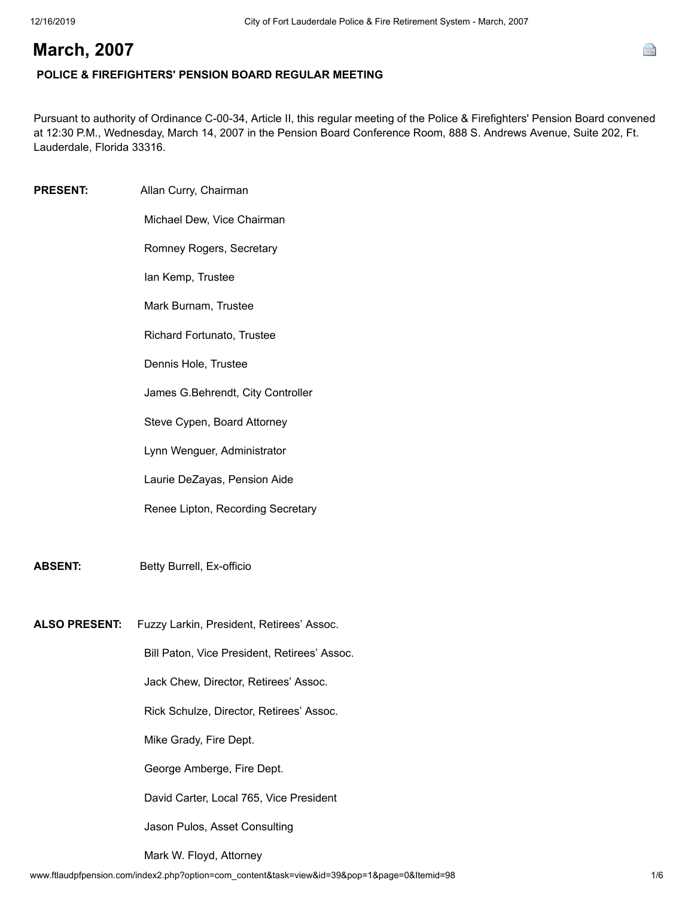# March, 2007

**POLICE & FIREFIGHTERS' PENSION BOARD REGULAR MEETING**

Pursuant to authority of Ordinance C-00-34, Article II, this regular meeting of the Police & Firefighters' Pension Board convened at 12:30 P.M., Wednesday, March 14, 2007 in the Pension Board Conference Room, 888 S. Andrews Avenue, Suite 202, Ft. Lauderdale, Florida 33316.

**PRESENT:** Allan Curry, Chairman

Michael Dew, Vice Chairman

Romney Rogers, Secretary

Ian Kemp, Trustee

Mark Burnam, Trustee

Richard Fortunato, Trustee

Dennis Hole, Trustee

James G.Behrendt, City Controller

Steve Cypen, Board Attorney

Lynn Wenguer, Administrator

Laurie DeZayas, Pension Aide

Renee Lipton, Recording Secretary

**ABSENT:** Betty Burrell, Ex-officio

**ALSO PRESENT:** Fuzzy Larkin, President, Retirees' Assoc.

Bill Paton, Vice President, Retirees' Assoc.

Jack Chew, Director, Retirees' Assoc.

Rick Schulze, Director, Retirees' Assoc.

Mike Grady, Fire Dept.

George Amberge, Fire Dept.

David Carter, Local 765, Vice President

Jason Pulos, Asset Consulting

Mark W. Floyd, Attorney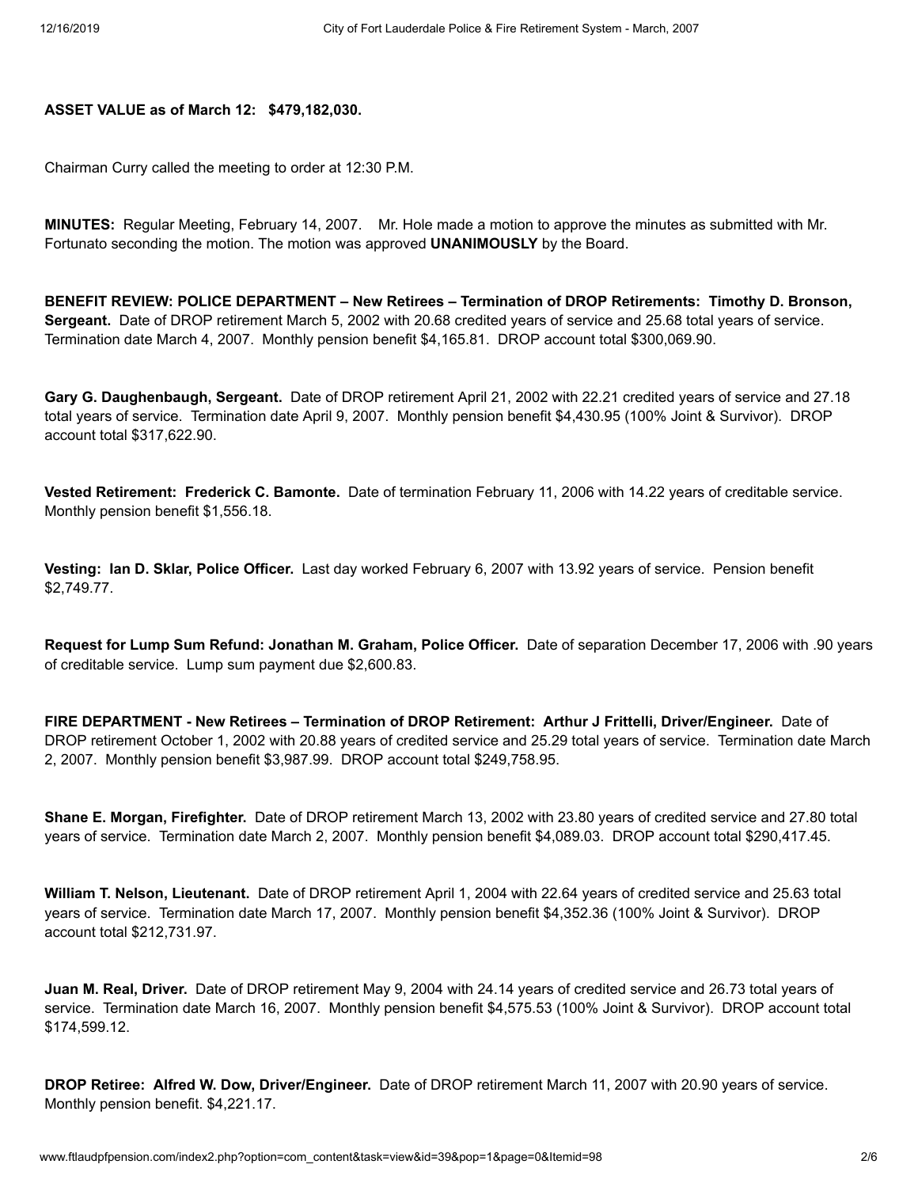**ASSET VALUE as of March 12: $479,182,030.**

Chairman Curry called the meeting to order at 12:30 P.M.

**MINUTES:** Regular Meeting, February 14, 2007. Mr. Hole made a motion to approve the minutes as submitted with Mr. Fortunato seconding the motion. The motion was approved **UNANIMOUSLY** by the Board.

**BENEFIT REVIEW: POLICE DEPARTMENT – New Retirees – Termination of DROP Retirements: Timothy D. Bronson, Sergeant.** Date of DROP retirement March 5, 2002 with 20.68 credited years of service and 25.68 total years of service. Termination date March 4, 2007. Monthly pension benefit $4,165.81. DROP account total $300,069.90.

**Gary G. Daughenbaugh, Sergeant.** Date of DROP retirement April 21, 2002 with 22.21 credited years of service and 27.18 total years of service. Termination date April 9, 2007. Monthly pension benefit $4,430.95 (100% Joint & Survivor). DROP account total $317,622.90.

**Vested Retirement: Frederick C. Bamonte.** Date of termination February 11, 2006 with 14.22 years of creditable service. Monthly pension benefit $1,556.18.

**Vesting: Ian D. Sklar, Police Officer.** Last day worked February 6, 2007 with 13.92 years of service. Pension benefit $2,749.77.

**Request for Lump Sum Refund: Jonathan M. Graham, Police Officer.** Date of separation December 17, 2006 with .90 years of creditable service. Lump sum payment due $2,600.83.

**FIRE DEPARTMENT - New Retirees – Termination of DROP Retirement: Arthur J Frittelli, Driver/Engineer.** Date of DROP retirement October 1, 2002 with 20.88 years of credited service and 25.29 total years of service. Termination date March 2, 2007. Monthly pension benefit $3,987.99. DROP account total $249,758.95.

**Shane E. Morgan, Firefighter.** Date of DROP retirement March 13, 2002 with 23.80 years of credited service and 27.80 total years of service. Termination date March 2, 2007. Monthly pension benefit $4,089.03. DROP account total $290,417.45.

**William T. Nelson, Lieutenant.** Date of DROP retirement April 1, 2004 with 22.64 years of credited service and 25.63 total years of service. Termination date March 17, 2007. Monthly pension benefit $4,352.36 (100% Joint & Survivor). DROP account total $212,731.97.

**Juan M. Real, Driver.** Date of DROP retirement May 9, 2004 with 24.14 years of credited service and 26.73 total years of service. Termination date March 16, 2007. Monthly pension benefit $4,575.53 (100% Joint & Survivor). DROP account total $174,599.12.

**DROP Retiree: Alfred W. Dow, Driver/Engineer.** Date of DROP retirement March 11, 2007 with 20.90 years of service. Monthly pension benefit. $4,221.17.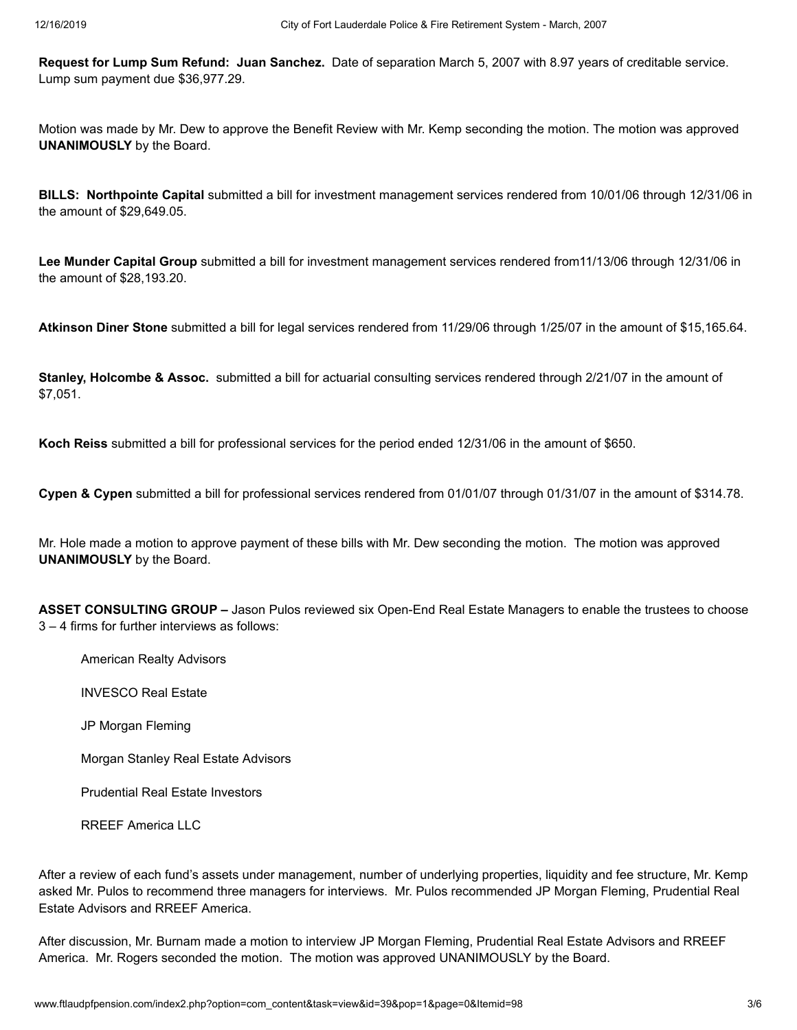**Request for Lump Sum Refund: Juan Sanchez.** Date of separation March 5, 2007 with 8.97 years of creditable service. Lump sum payment due $36,977.29.

Motion was made by Mr. Dew to approve the Benefit Review with Mr. Kemp seconding the motion. The motion was approved **UNANIMOUSLY** by the Board.

**BILLS: Northpointe Capital** submitted a bill for investment management services rendered from 10/01/06 through 12/31/06 in the amount of $29,649.05.

**Lee Munder Capital Group** submitted a bill for investment management services rendered from11/13/06 through 12/31/06 in the amount of $28,193.20.

**Atkinson Diner Stone** submitted a bill for legal services rendered from 11/29/06 through 1/25/07 in the amount of $15,165.64.

**Stanley, Holcombe & Assoc.** submitted a bill for actuarial consulting services rendered through 2/21/07 in the amount of $7,051.

**Koch Reiss** submitted a bill for professional services for the period ended 12/31/06 in the amount of $650.

**Cypen & Cypen** submitted a bill for professional services rendered from 01/01/07 through 01/31/07 in the amount of $314.78.

Mr. Hole made a motion to approve payment of these bills with Mr. Dew seconding the motion. The motion was approved **UNANIMOUSLY** by the Board.

**ASSET CONSULTING GROUP –** Jason Pulos reviewed six Open-End Real Estate Managers to enable the trustees to choose 3 – 4 firms for further interviews as follows:

American Realty Advisors

INVESCO Real Estate

JP Morgan Fleming

Morgan Stanley Real Estate Advisors

Prudential Real Estate Investors

RREEF America LLC

After a review of each fund's assets under management, number of underlying properties, liquidity and fee structure, Mr. Kemp asked Mr. Pulos to recommend three managers for interviews. Mr. Pulos recommended JP Morgan Fleming, Prudential Real Estate Advisors and RREEF America.

After discussion, Mr. Burnam made a motion to interview JP Morgan Fleming, Prudential Real Estate Advisors and RREEF America. Mr. Rogers seconded the motion. The motion was approved UNANIMOUSLY by the Board.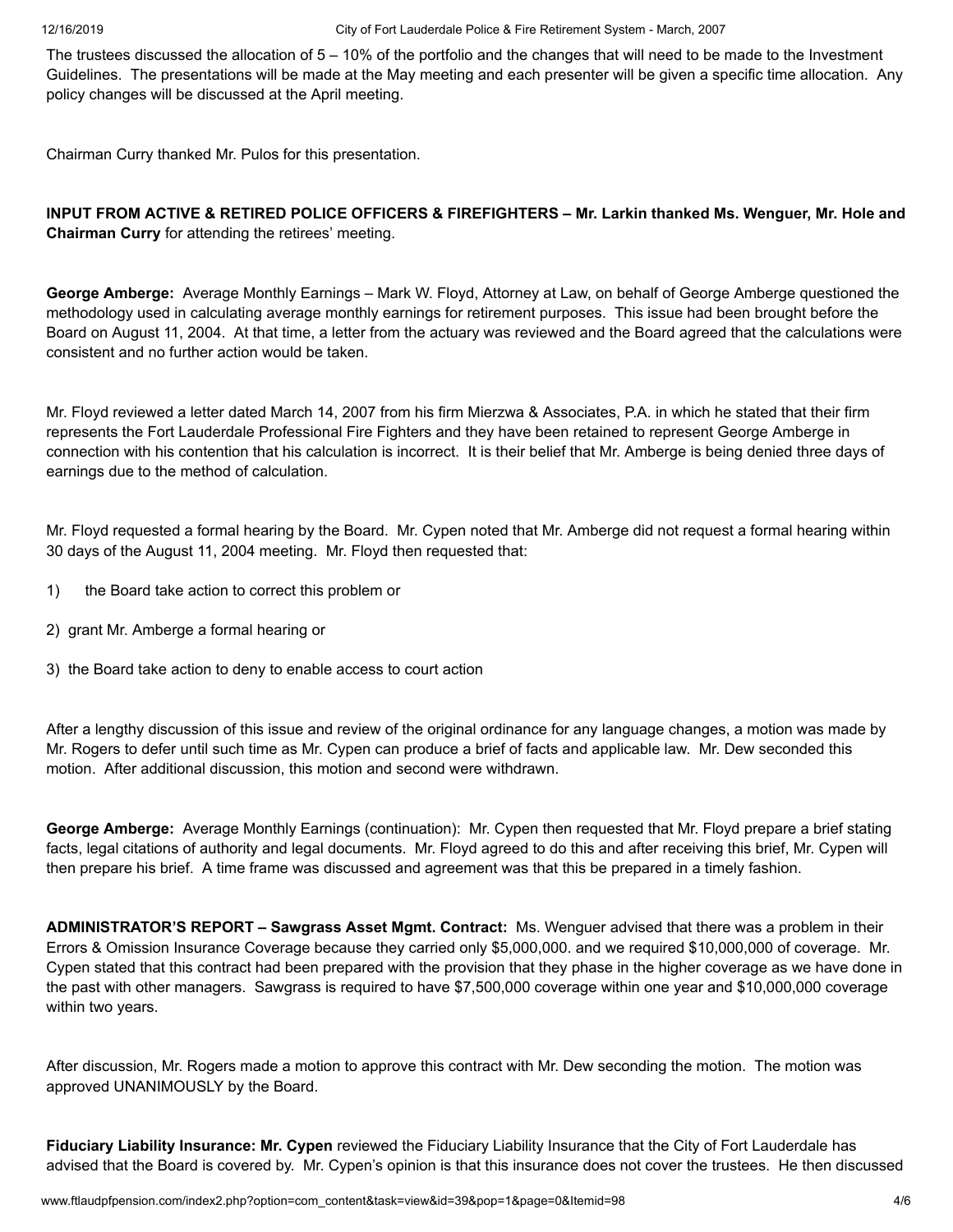The trustees discussed the allocation of 5 – 10% of the portfolio and the changes that will need to be made to the Investment Guidelines. The presentations will be made at the May meeting and each presenter will be given a specific time allocation. Any policy changes will be discussed at the April meeting.

Chairman Curry thanked Mr. Pulos for this presentation.

**INPUT FROM ACTIVE & RETIRED POLICE OFFICERS & FIREFIGHTERS – Mr. Larkin thanked Ms. Wenguer, Mr. Hole and Chairman Curry** for attending the retirees' meeting.

**George Amberge:** Average Monthly Earnings – Mark W. Floyd, Attorney at Law, on behalf of George Amberge questioned the methodology used in calculating average monthly earnings for retirement purposes. This issue had been brought before the Board on August 11, 2004. At that time, a letter from the actuary was reviewed and the Board agreed that the calculations were consistent and no further action would be taken.

Mr. Floyd reviewed a letter dated March 14, 2007 from his firm Mierzwa & Associates, P.A. in which he stated that their firm represents the Fort Lauderdale Professional Fire Fighters and they have been retained to represent George Amberge in connection with his contention that his calculation is incorrect. It is their belief that Mr. Amberge is being denied three days of earnings due to the method of calculation.

Mr. Floyd requested a formal hearing by the Board. Mr. Cypen noted that Mr. Amberge did not request a formal hearing within 30 days of the August 11, 2004 meeting. Mr. Floyd then requested that:

1) the Board take action to correct this problem or

2) grant Mr. Amberge a formal hearing or

3) the Board take action to deny to enable access to court action

After a lengthy discussion of this issue and review of the original ordinance for any language changes, a motion was made by Mr. Rogers to defer until such time as Mr. Cypen can produce a brief of facts and applicable law. Mr. Dew seconded this motion. After additional discussion, this motion and second were withdrawn.

**George Amberge:** Average Monthly Earnings (continuation): Mr. Cypen then requested that Mr. Floyd prepare a brief stating facts, legal citations of authority and legal documents. Mr. Floyd agreed to do this and after receiving this brief, Mr. Cypen will then prepare his brief. A time frame was discussed and agreement was that this be prepared in a timely fashion.

**ADMINISTRATOR'S REPORT – Sawgrass Asset Mgmt. Contract:** Ms. Wenguer advised that there was a problem in their Errors & Omission Insurance Coverage because they carried only $5,000,000. and we required $10,000,000 of coverage. Mr. Cypen stated that this contract had been prepared with the provision that they phase in the higher coverage as we have done in the past with other managers. Sawgrass is required to have $7,500,000 coverage within one year and $10,000,000 coverage within two years.

After discussion, Mr. Rogers made a motion to approve this contract with Mr. Dew seconding the motion. The motion was approved UNANIMOUSLY by the Board.

**Fiduciary Liability Insurance: Mr. Cypen** reviewed the Fiduciary Liability Insurance that the City of Fort Lauderdale has advised that the Board is covered by. Mr. Cypen's opinion is that this insurance does not cover the trustees. He then discussed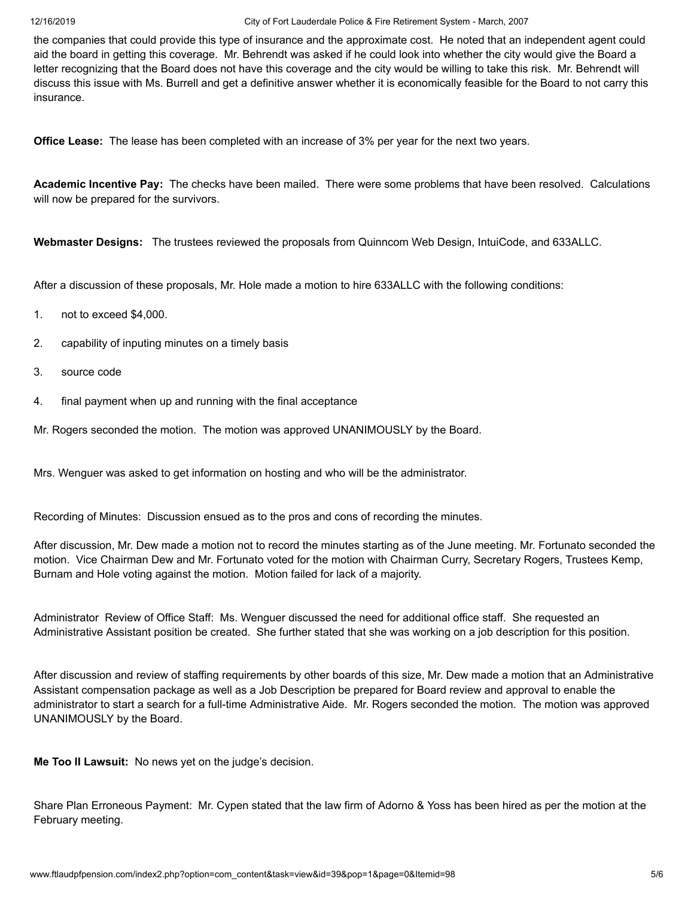the companies that could provide this type of insurance and the approximate cost. He noted that an independent agent could aid the board in getting this coverage. Mr. Behrendt was asked if he could look into whether the city would give the Board a letter recognizing that the Board does not have this coverage and the city would be willing to take this risk. Mr. Behrendt will discuss this issue with Ms. Burrell and get a definitive answer whether it is economically feasible for the Board to not carry this insurance.

**Office Lease:** The lease has been completed with an increase of 3% per year for the next two years.

**Academic Incentive Pay:** The checks have been mailed. There were some problems that have been resolved. Calculations will now be prepared for the survivors.

**Webmaster Designs:** The trustees reviewed the proposals from Quinncom Web Design, IntuiCode, and 633ALLC.

After a discussion of these proposals, Mr. Hole made a motion to hire 633ALLC with the following conditions:

1. not to exceed $4,000.
2. capability of inputing minutes on a timely basis
3. source code
4. final payment when up and running with the final acceptance

Mr. Rogers seconded the motion. The motion was approved UNANIMOUSLY by the Board.

Mrs. Wenguer was asked to get information on hosting and who will be the administrator.

Recording of Minutes: Discussion ensued as to the pros and cons of recording the minutes.

After discussion, Mr. Dew made a motion not to record the minutes starting as of the June meeting. Mr. Fortunato seconded the motion. Vice Chairman Dew and Mr. Fortunato voted for the motion with Chairman Curry, Secretary Rogers, Trustees Kemp, Burnam and Hole voting against the motion. Motion failed for lack of a majority.

Administrator Review of Office Staff: Ms. Wenguer discussed the need for additional office staff. She requested an Administrative Assistant position be created. She further stated that she was working on a job description for this position.

After discussion and review of staffing requirements by other boards of this size, Mr. Dew made a motion that an Administrative Assistant compensation package as well as a Job Description be prepared for Board review and approval to enable the administrator to start a search for a full-time Administrative Aide. Mr. Rogers seconded the motion. The motion was approved UNANIMOUSLY by the Board.

**Me Too II Lawsuit:** No news yet on the judge's decision.

Share Plan Erroneous Payment: Mr. Cypen stated that the law firm of Adorno & Yoss has been hired as per the motion at the February meeting.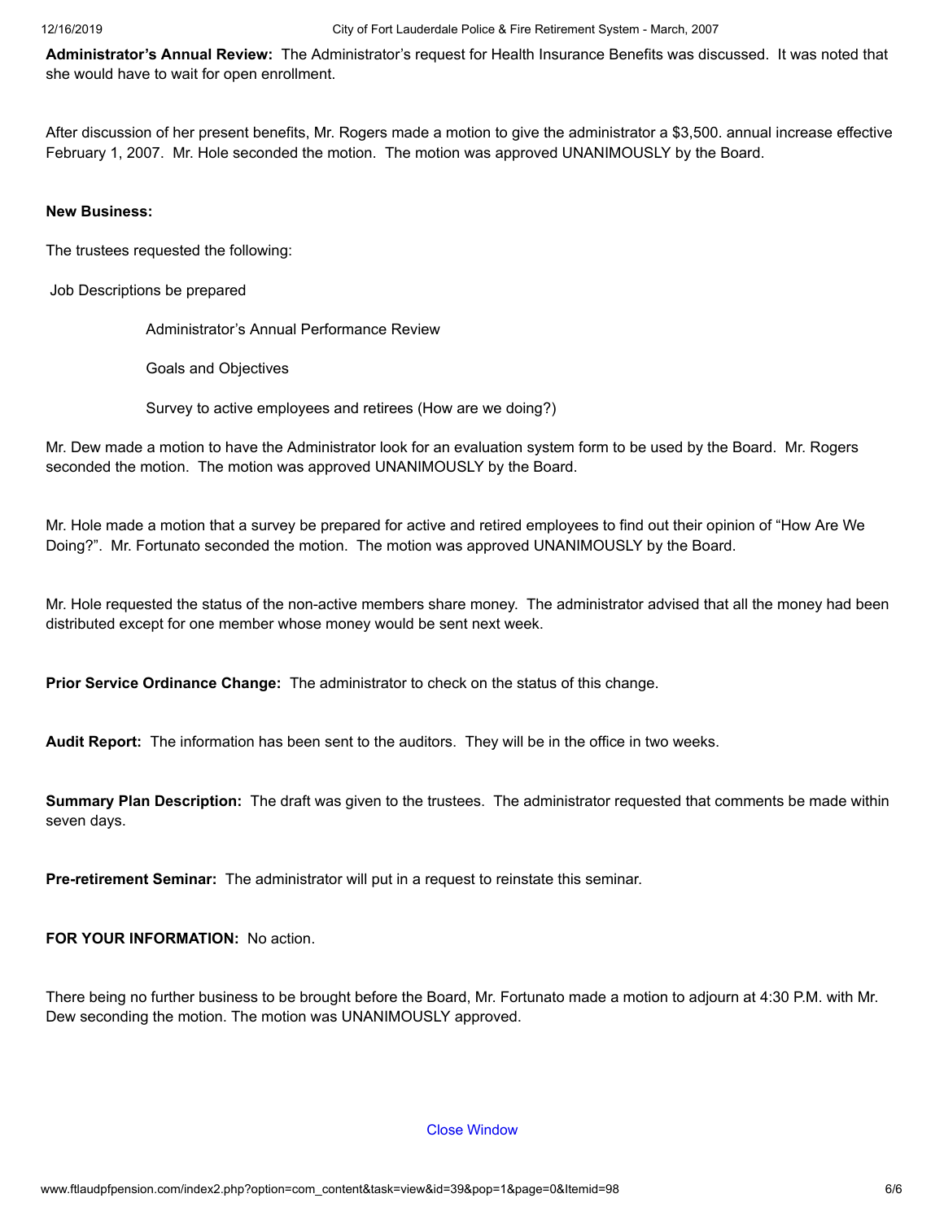**Administrator's Annual Review:** The Administrator's request for Health Insurance Benefits was discussed. It was noted that she would have to wait for open enrollment.

After discussion of her present benefits, Mr. Rogers made a motion to give the administrator a $3,500. annual increase effective February 1, 2007. Mr. Hole seconded the motion. The motion was approved UNANIMOUSLY by the Board.

**New Business:**

The trustees requested the following:

Job Descriptions be prepared

- Administrator's Annual Performance Review
- Goals and Objectives
- Survey to active employees and retirees (How are we doing?)

Mr. Dew made a motion to have the Administrator look for an evaluation system form to be used by the Board. Mr. Rogers seconded the motion. The motion was approved UNANIMOUSLY by the Board.

Mr. Hole made a motion that a survey be prepared for active and retired employees to find out their opinion of "How Are We Doing?". Mr. Fortunato seconded the motion. The motion was approved UNANIMOUSLY by the Board.

Mr. Hole requested the status of the non-active members share money. The administrator advised that all the money had been distributed except for one member whose money would be sent next week.

**Prior Service Ordinance Change:** The administrator to check on the status of this change.

**Audit Report:** The information has been sent to the auditors. They will be in the office in two weeks.

**Summary Plan Description:** The draft was given to the trustees. The administrator requested that comments be made within seven days.

**Pre-retirement Seminar:** The administrator will put in a request to reinstate this seminar.

**FOR YOUR INFORMATION:** No action.

There being no further business to be brought before the Board, Mr. Fortunato made a motion to adjourn at 4:30 P.M. with Mr. Dew seconding the motion. The motion was UNANIMOUSLY approved.

Close Window